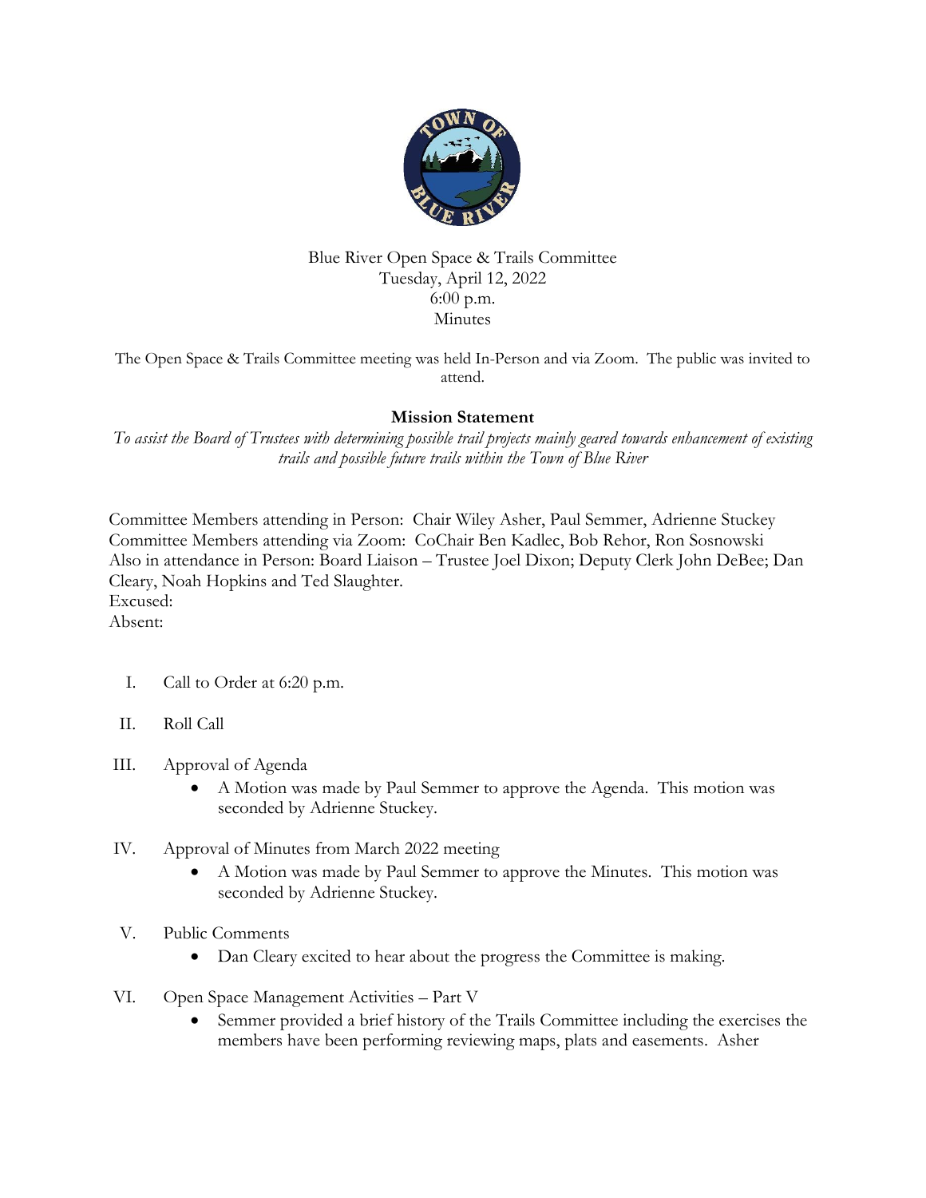Blue River Open Space & Trails Committee
Tuesday, April 12, 2022
6:00 p.m.
Minutes

The Open Space & Trails Committee meeting was held In-Person and via Zoom. The public was invited to attend.

**Mission Statement**

*To assist the Board of Trustees with determining possible trail projects mainly geared towards enhancement of existing trails and possible future trails within the Town of Blue River*

Committee Members attending in Person: Chair Wiley Asher, Paul Semmer, Adrienne Stuckey
Committee Members attending via Zoom: CoChair Ben Kadlec, Bob Rehor, Ron Sosnowski
Also in attendance in Person: Board Liaison – Trustee Joel Dixon; Deputy Clerk John DeBee; Dan Cleary, Noah Hopkins and Ted Slaughter.
Excused:
Absent:

I. Call to Order at 6:20 p.m.

II. Roll Call

III. Approval of Agenda
   - A Motion was made by Paul Semmer to approve the Agenda. This motion was seconded by Adrienne Stuckey.

IV. Approval of Minutes from March 2022 meeting
   - A Motion was made by Paul Semmer to approve the Minutes. This motion was seconded by Adrienne Stuckey.

V. Public Comments
   - Dan Cleary excited to hear about the progress the Committee is making.

VI. Open Space Management Activities – Part V
   - Semmer provided a brief history of the Trails Committee including the exercises the members have been performing reviewing maps, plats and easements. Asher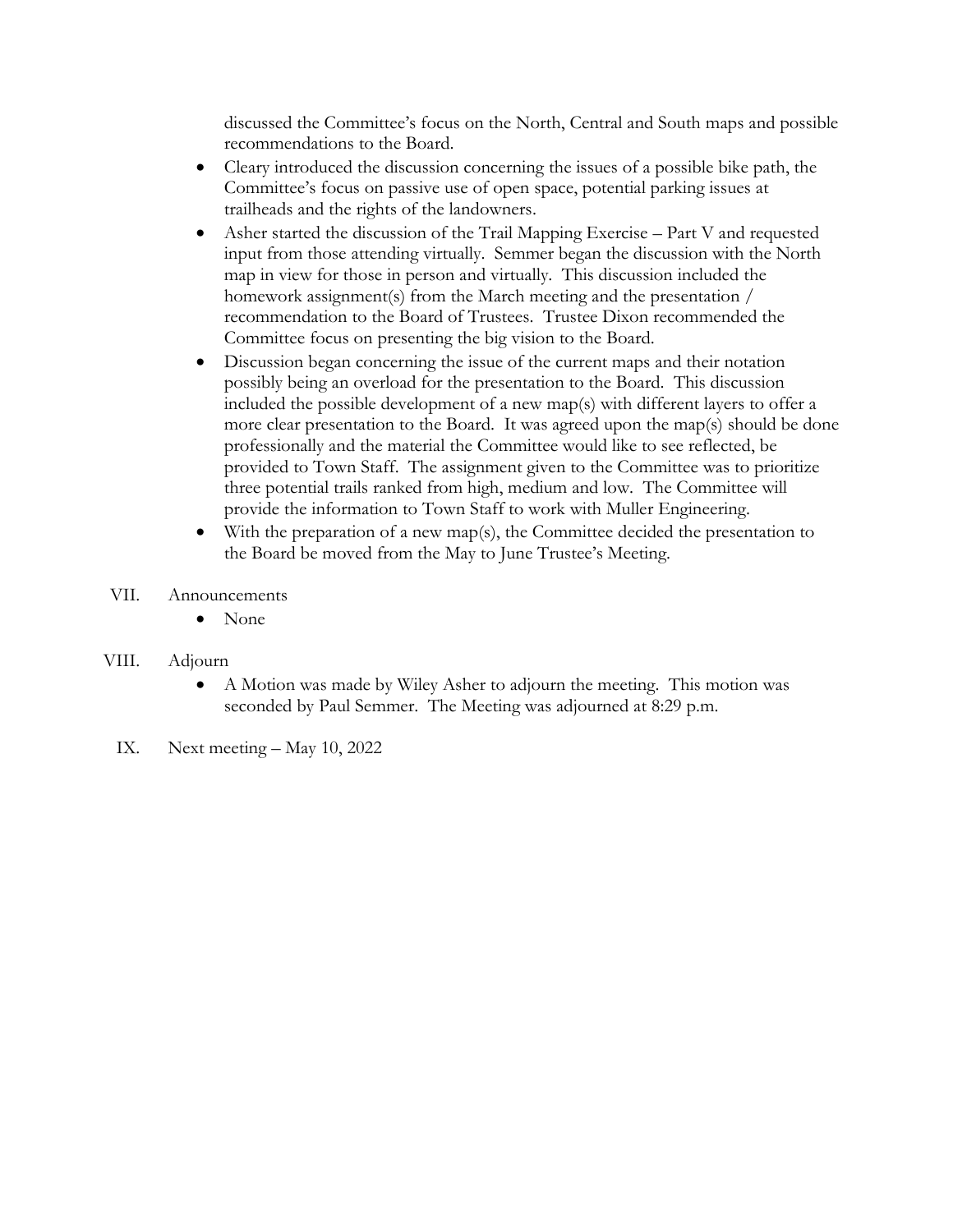discussed the Committee's focus on the North, Central and South maps and possible recommendations to the Board.

- Cleary introduced the discussion concerning the issues of a possible bike path, the Committee's focus on passive use of open space, potential parking issues at trailheads and the rights of the landowners.
- Asher started the discussion of the Trail Mapping Exercise – Part V and requested input from those attending virtually. Semmer began the discussion with the North map in view for those in person and virtually. This discussion included the homework assignment(s) from the March meeting and the presentation / recommendation to the Board of Trustees. Trustee Dixon recommended the Committee focus on presenting the big vision to the Board.
- Discussion began concerning the issue of the current maps and their notation possibly being an overload for the presentation to the Board. This discussion included the possible development of a new map(s) with different layers to offer a more clear presentation to the Board. It was agreed upon the map(s) should be done professionally and the material the Committee would like to see reflected, be provided to Town Staff. The assignment given to the Committee was to prioritize three potential trails ranked from high, medium and low. The Committee will provide the information to Town Staff to work with Muller Engineering.
- With the preparation of a new map(s), the Committee decided the presentation to the Board be moved from the May to June Trustee's Meeting.

VII. Announcements

- None

VIII. Adjourn

- A Motion was made by Wiley Asher to adjourn the meeting. This motion was seconded by Paul Semmer. The Meeting was adjourned at 8:29 p.m.

IX. Next meeting – May 10, 2022